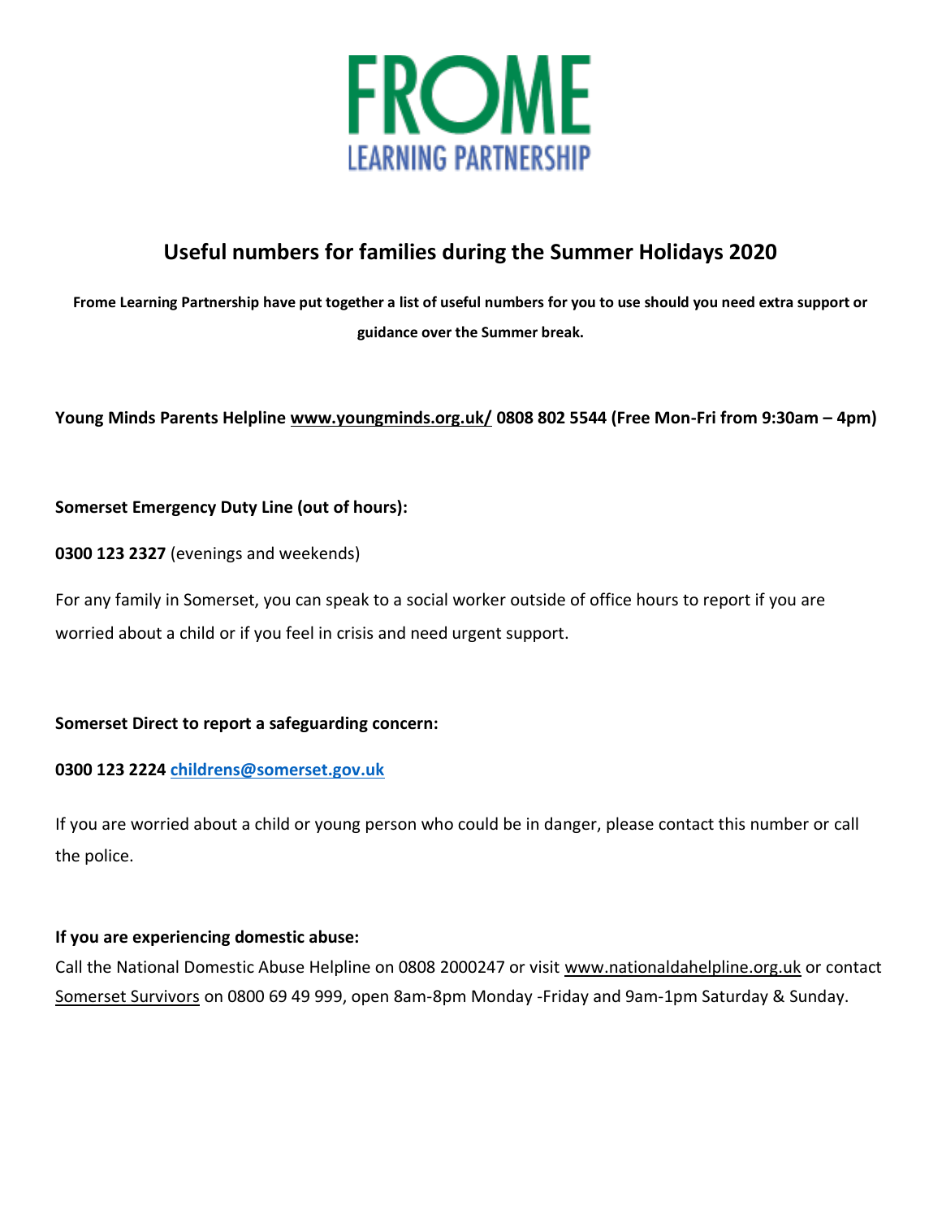# FROME
LEARNING PARTNERSHIP

## Useful numbers for families during the Summer Holidays 2020

**Frome Learning Partnership have put together a list of useful numbers for you to use should you need extra support or guidance over the Summer break.**

**Young Minds Parents Helpline www.youngminds.org.uk/ 0808 802 5544 (Free Mon-Fri from 9:30am – 4pm)**

**Somerset Emergency Duty Line (out of hours):**

**0300 123 2327** (evenings and weekends)

For any family in Somerset, you can speak to a social worker outside of office hours to report if you are worried about a child or if you feel in crisis and need urgent support.

**Somerset Direct to report a safeguarding concern:**

**0300 123 2224 childrens@somerset.gov.uk**

If you are worried about a child or young person who could be in danger, please contact this number or call the police.

**If you are experiencing domestic abuse:**

Call the National Domestic Abuse Helpline on 0808 2000247 or visit www.nationaldahelpline.org.uk or contact Somerset Survivors on 0800 69 49 999, open 8am-8pm Monday -Friday and 9am-1pm Saturday & Sunday.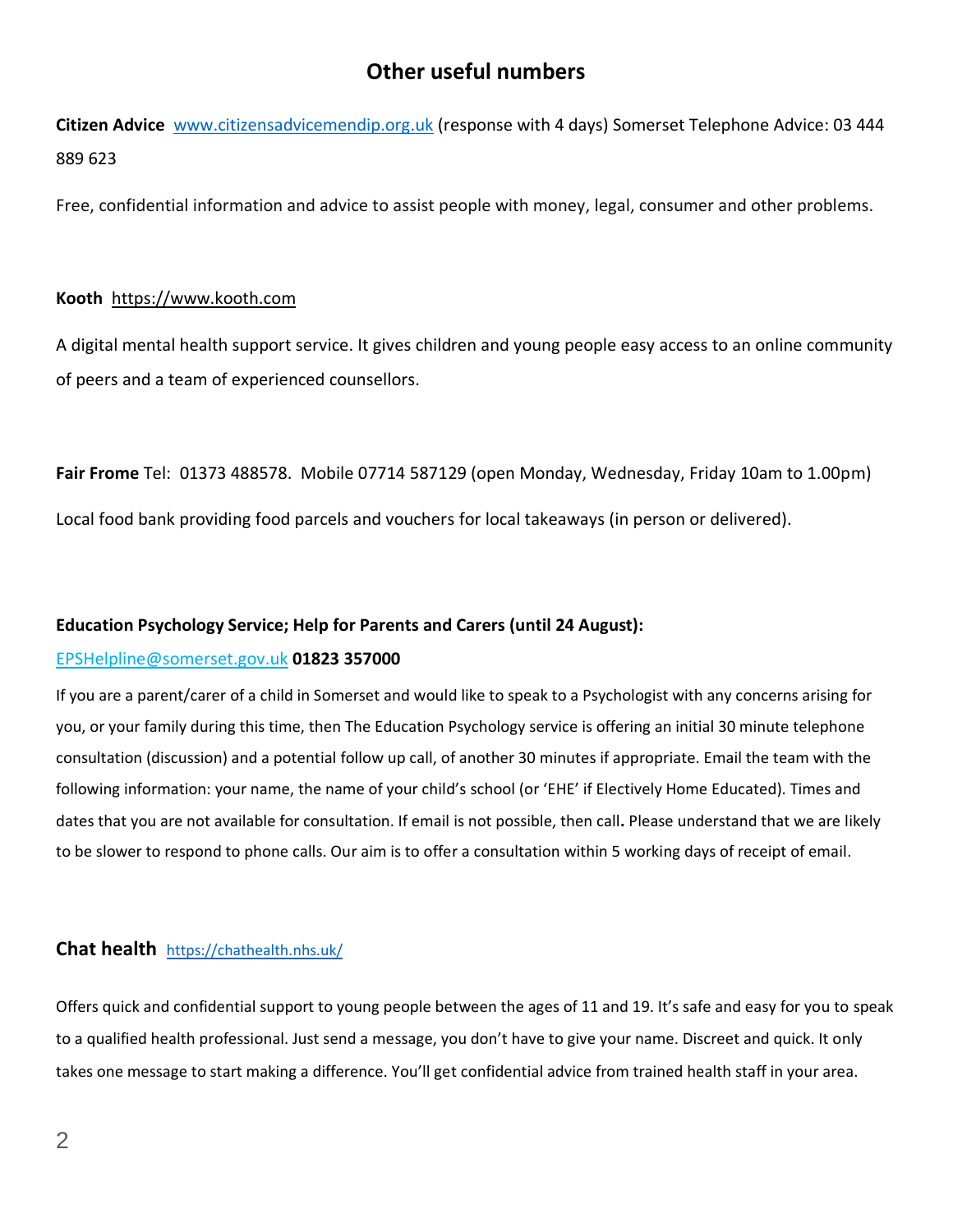# Other useful numbers

**Citizen Advice** www.citizensadvicemendip.org.uk (response with 4 days) Somerset Telephone Advice: 03 444 889 623

Free, confidential information and advice to assist people with money, legal, consumer and other problems.

**Kooth** https://www.kooth.com

A digital mental health support service. It gives children and young people easy access to an online community of peers and a team of experienced counsellors.

**Fair Frome** Tel: 01373 488578. Mobile 07714 587129 (open Monday, Wednesday, Friday 10am to 1.00pm)

Local food bank providing food parcels and vouchers for local takeaways (in person or delivered).

**Education Psychology Service; Help for Parents and Carers (until 24 August):**

EPSHelpline@somerset.gov.uk **01823 357000**

If you are a parent/carer of a child in Somerset and would like to speak to a Psychologist with any concerns arising for you, or your family during this time, then The Education Psychology service is offering an initial 30 minute telephone consultation (discussion) and a potential follow up call, of another 30 minutes if appropriate. Email the team with the following information: your name, the name of your child's school (or 'EHE' if Electively Home Educated). Times and dates that you are not available for consultation. If email is not possible, then call**.** Please understand that we are likely to be slower to respond to phone calls. Our aim is to offer a consultation within 5 working days of receipt of email.

**Chat health** https://chathealth.nhs.uk/

Offers quick and confidential support to young people between the ages of 11 and 19. It's safe and easy for you to speak to a qualified health professional. Just send a message, you don't have to give your name. Discreet and quick. It only takes one message to start making a difference. You'll get confidential advice from trained health staff in your area.